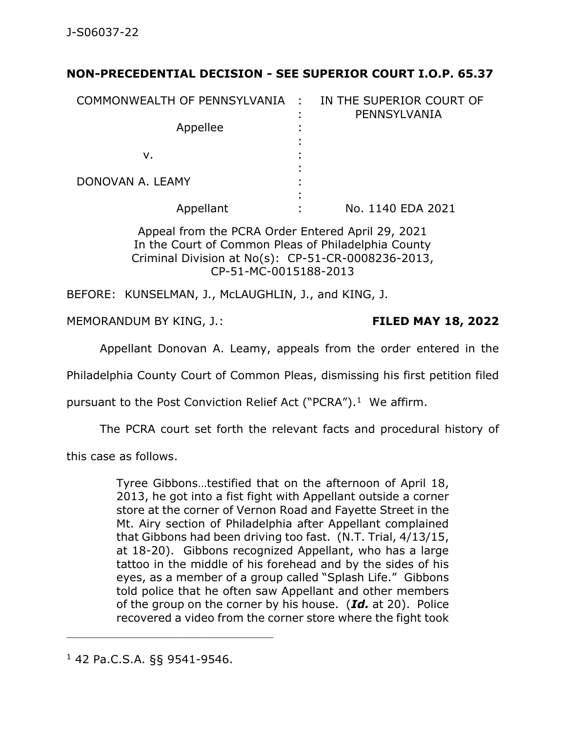J-S06037-22

**NON-PRECEDENTIAL DECISION - SEE SUPERIOR COURT I.O.P. 65.37**

| | | |
|---|---|---|
| COMMONWEALTH OF PENNSYLVANIA | : | IN THE SUPERIOR COURT OF PENNSYLVANIA |
| Appellee | : | |
| v. | : | |
| DONOVAN A. LEAMY | : | |
| Appellant | : | No. 1140 EDA 2021 |

Appeal from the PCRA Order Entered April 29, 2021
In the Court of Common Pleas of Philadelphia County
Criminal Division at No(s): CP-51-CR-0008236-2013,
CP-51-MC-0015188-2013

BEFORE: KUNSELMAN, J., McLAUGHLIN, J., and KING, J.

MEMORANDUM BY KING, J.: **FILED MAY 18, 2022**

Appellant Donovan A. Leamy, appeals from the order entered in the Philadelphia County Court of Common Pleas, dismissing his first petition filed pursuant to the Post Conviction Relief Act ("PCRA").[1] We affirm.

The PCRA court set forth the relevant facts and procedural history of this case as follows.

> Tyree Gibbons…testified that on the afternoon of April 18, 2013, he got into a fist fight with Appellant outside a corner store at the corner of Vernon Road and Fayette Street in the Mt. Airy section of Philadelphia after Appellant complained that Gibbons had been driving too fast. (N.T. Trial, 4/13/15, at 18-20). Gibbons recognized Appellant, who has a large tattoo in the middle of his forehead and by the sides of his eyes, as a member of a group called "Splash Life." Gibbons told police that he often saw Appellant and other members of the group on the corner by his house. (***Id.*** at 20). Police recovered a video from the corner store where the fight took

---

[1] 42 Pa.C.S.A. §§ 9541-9546.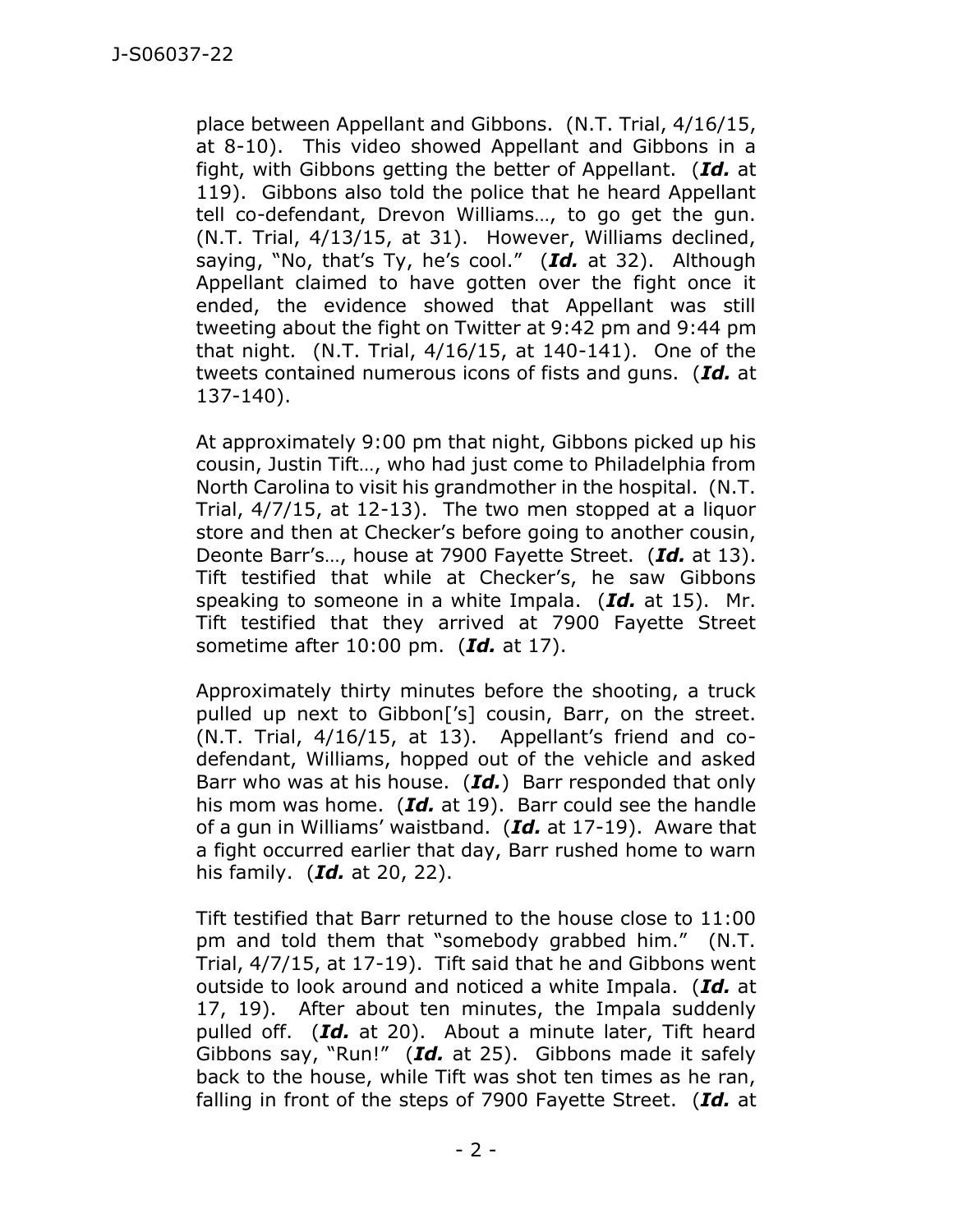place between Appellant and Gibbons. (N.T. Trial, 4/16/15, at 8-10). This video showed Appellant and Gibbons in a fight, with Gibbons getting the better of Appellant. (***Id.*** at 119). Gibbons also told the police that he heard Appellant tell co-defendant, Drevon Williams…, to go get the gun. (N.T. Trial, 4/13/15, at 31). However, Williams declined, saying, "No, that's Ty, he's cool." (***Id.*** at 32). Although Appellant claimed to have gotten over the fight once it ended, the evidence showed that Appellant was still tweeting about the fight on Twitter at 9:42 pm and 9:44 pm that night. (N.T. Trial, 4/16/15, at 140-141). One of the tweets contained numerous icons of fists and guns. (***Id.*** at 137-140).

At approximately 9:00 pm that night, Gibbons picked up his cousin, Justin Tift…, who had just come to Philadelphia from North Carolina to visit his grandmother in the hospital. (N.T. Trial, 4/7/15, at 12-13). The two men stopped at a liquor store and then at Checker's before going to another cousin, Deonte Barr's…, house at 7900 Fayette Street. (***Id.*** at 13). Tift testified that while at Checker's, he saw Gibbons speaking to someone in a white Impala. (***Id.*** at 15). Mr. Tift testified that they arrived at 7900 Fayette Street sometime after 10:00 pm. (***Id.*** at 17).

Approximately thirty minutes before the shooting, a truck pulled up next to Gibbon['s] cousin, Barr, on the street. (N.T. Trial, 4/16/15, at 13). Appellant's friend and co-defendant, Williams, hopped out of the vehicle and asked Barr who was at his house. (***Id.***) Barr responded that only his mom was home. (***Id.*** at 19). Barr could see the handle of a gun in Williams' waistband. (***Id.*** at 17-19). Aware that a fight occurred earlier that day, Barr rushed home to warn his family. (***Id.*** at 20, 22).

Tift testified that Barr returned to the house close to 11:00 pm and told them that "somebody grabbed him." (N.T. Trial, 4/7/15, at 17-19). Tift said that he and Gibbons went outside to look around and noticed a white Impala. (***Id.*** at 17, 19). After about ten minutes, the Impala suddenly pulled off. (***Id.*** at 20). About a minute later, Tift heard Gibbons say, "Run!" (***Id.*** at 25). Gibbons made it safely back to the house, while Tift was shot ten times as he ran, falling in front of the steps of 7900 Fayette Street. (***Id.*** at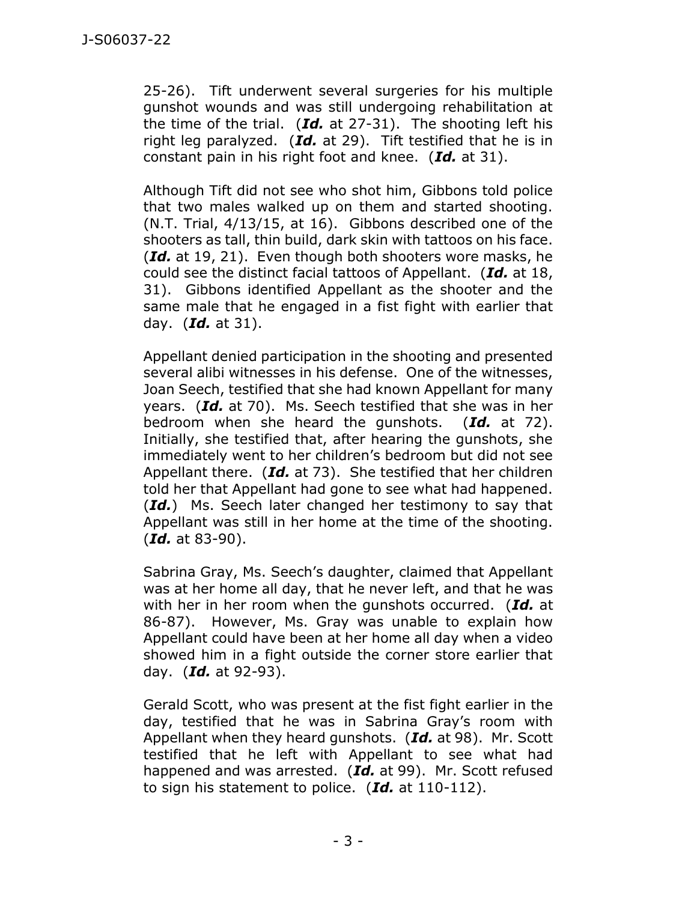25-26). Tift underwent several surgeries for his multiple gunshot wounds and was still undergoing rehabilitation at the time of the trial. (***Id.*** at 27-31). The shooting left his right leg paralyzed. (***Id.*** at 29). Tift testified that he is in constant pain in his right foot and knee. (***Id.*** at 31).

Although Tift did not see who shot him, Gibbons told police that two males walked up on them and started shooting. (N.T. Trial, 4/13/15, at 16). Gibbons described one of the shooters as tall, thin build, dark skin with tattoos on his face. (***Id.*** at 19, 21). Even though both shooters wore masks, he could see the distinct facial tattoos of Appellant. (***Id.*** at 18, 31). Gibbons identified Appellant as the shooter and the same male that he engaged in a fist fight with earlier that day. (***Id.*** at 31).

Appellant denied participation in the shooting and presented several alibi witnesses in his defense. One of the witnesses, Joan Seech, testified that she had known Appellant for many years. (***Id.*** at 70). Ms. Seech testified that she was in her bedroom when she heard the gunshots. (***Id.*** at 72). Initially, she testified that, after hearing the gunshots, she immediately went to her children's bedroom but did not see Appellant there. (***Id.*** at 73). She testified that her children told her that Appellant had gone to see what had happened. (***Id.***) Ms. Seech later changed her testimony to say that Appellant was still in her home at the time of the shooting. (***Id.*** at 83-90).

Sabrina Gray, Ms. Seech's daughter, claimed that Appellant was at her home all day, that he never left, and that he was with her in her room when the gunshots occurred. (***Id.*** at 86-87). However, Ms. Gray was unable to explain how Appellant could have been at her home all day when a video showed him in a fight outside the corner store earlier that day. (***Id.*** at 92-93).

Gerald Scott, who was present at the fist fight earlier in the day, testified that he was in Sabrina Gray's room with Appellant when they heard gunshots. (***Id.*** at 98). Mr. Scott testified that he left with Appellant to see what had happened and was arrested. (***Id.*** at 99). Mr. Scott refused to sign his statement to police. (***Id.*** at 110-112).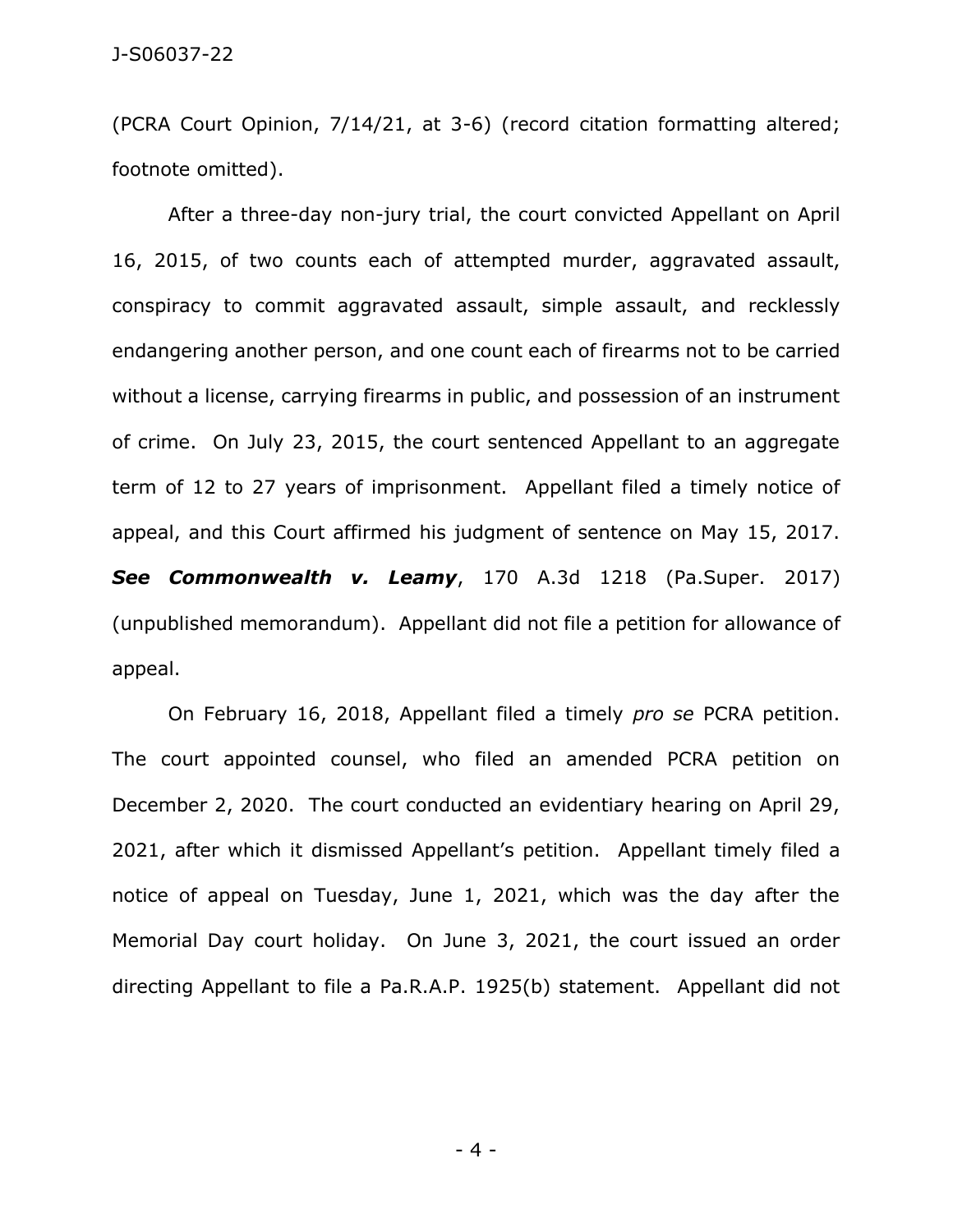(PCRA Court Opinion, 7/14/21, at 3-6) (record citation formatting altered; footnote omitted).

After a three-day non-jury trial, the court convicted Appellant on April 16, 2015, of two counts each of attempted murder, aggravated assault, conspiracy to commit aggravated assault, simple assault, and recklessly endangering another person, and one count each of firearms not to be carried without a license, carrying firearms in public, and possession of an instrument of crime. On July 23, 2015, the court sentenced Appellant to an aggregate term of 12 to 27 years of imprisonment. Appellant filed a timely notice of appeal, and this Court affirmed his judgment of sentence on May 15, 2017. ***See Commonwealth v. Leamy***, 170 A.3d 1218 (Pa.Super. 2017) (unpublished memorandum). Appellant did not file a petition for allowance of appeal.

On February 16, 2018, Appellant filed a timely *pro se* PCRA petition. The court appointed counsel, who filed an amended PCRA petition on December 2, 2020. The court conducted an evidentiary hearing on April 29, 2021, after which it dismissed Appellant's petition. Appellant timely filed a notice of appeal on Tuesday, June 1, 2021, which was the day after the Memorial Day court holiday. On June 3, 2021, the court issued an order directing Appellant to file a Pa.R.A.P. 1925(b) statement. Appellant did not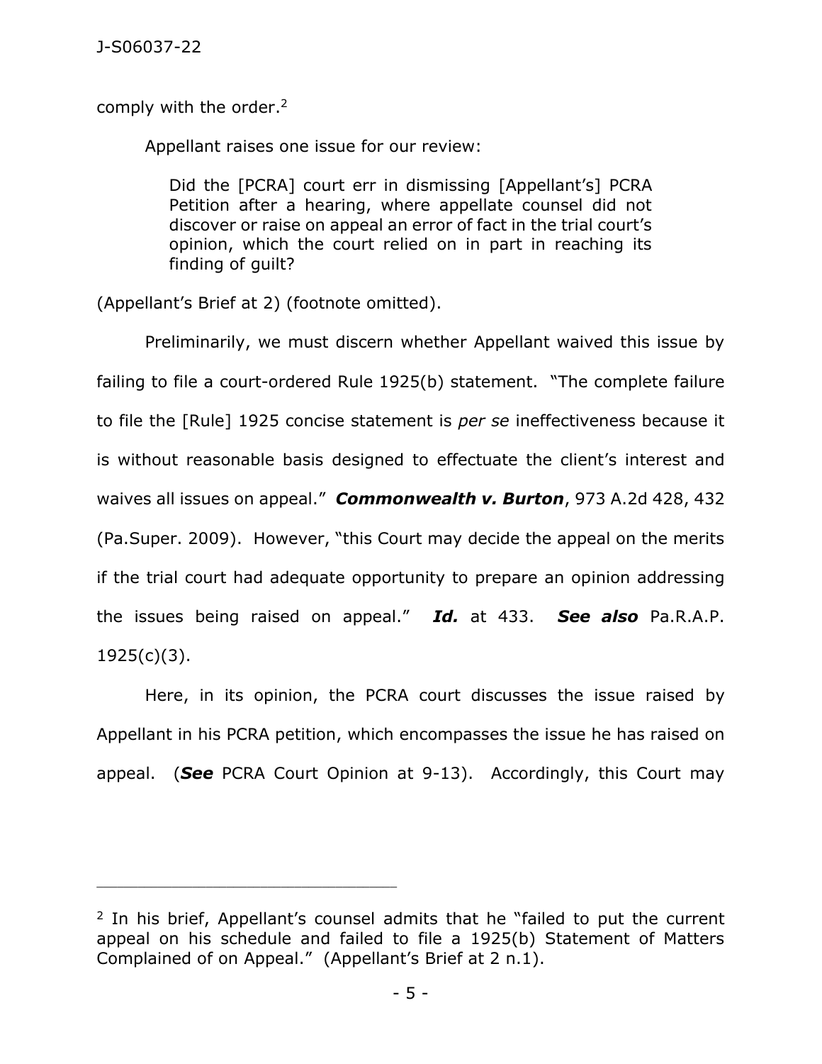comply with the order.[2]

Appellant raises one issue for our review:

> Did the [PCRA] court err in dismissing [Appellant's] PCRA Petition after a hearing, where appellate counsel did not discover or raise on appeal an error of fact in the trial court's opinion, which the court relied on in part in reaching its finding of guilt?

(Appellant's Brief at 2) (footnote omitted).

Preliminarily, we must discern whether Appellant waived this issue by failing to file a court-ordered Rule 1925(b) statement. "The complete failure to file the [Rule] 1925 concise statement is *per se* ineffectiveness because it is without reasonable basis designed to effectuate the client's interest and waives all issues on appeal." ***Commonwealth v. Burton***, 973 A.2d 428, 432 (Pa.Super. 2009). However, "this Court may decide the appeal on the merits if the trial court had adequate opportunity to prepare an opinion addressing the issues being raised on appeal." ***Id.*** at 433. ***See also*** Pa.R.A.P. 1925(c)(3).

Here, in its opinion, the PCRA court discusses the issue raised by Appellant in his PCRA petition, which encompasses the issue he has raised on appeal. (***See*** PCRA Court Opinion at 9-13). Accordingly, this Court may

---

[2] In his brief, Appellant's counsel admits that he "failed to put the current appeal on his schedule and failed to file a 1925(b) Statement of Matters Complained of on Appeal." (Appellant's Brief at 2 n.1).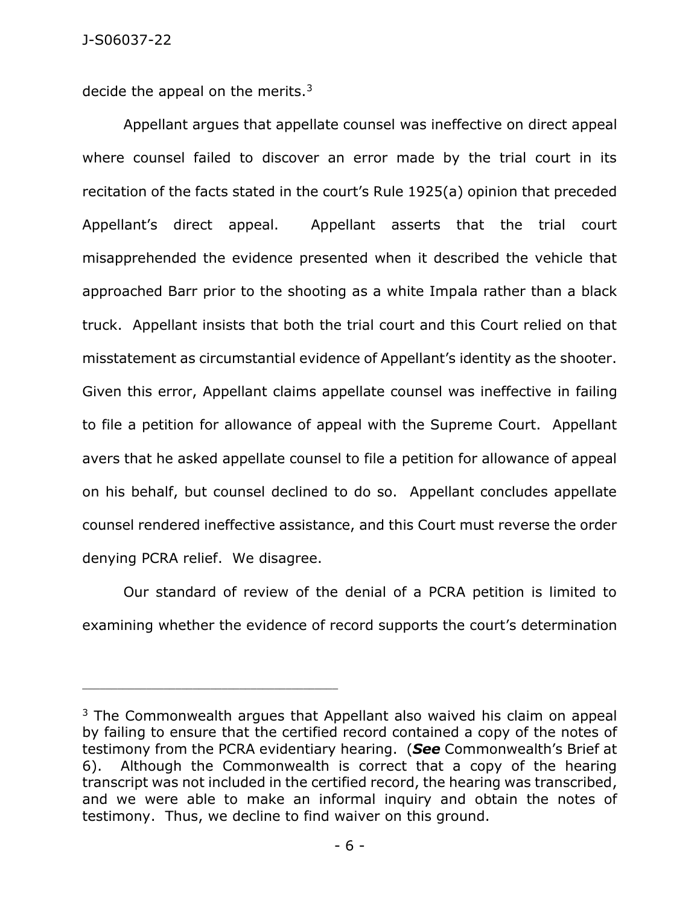decide the appeal on the merits.[3]

Appellant argues that appellate counsel was ineffective on direct appeal where counsel failed to discover an error made by the trial court in its recitation of the facts stated in the court's Rule 1925(a) opinion that preceded Appellant's direct appeal. Appellant asserts that the trial court misapprehended the evidence presented when it described the vehicle that approached Barr prior to the shooting as a white Impala rather than a black truck. Appellant insists that both the trial court and this Court relied on that misstatement as circumstantial evidence of Appellant's identity as the shooter. Given this error, Appellant claims appellate counsel was ineffective in failing to file a petition for allowance of appeal with the Supreme Court. Appellant avers that he asked appellate counsel to file a petition for allowance of appeal on his behalf, but counsel declined to do so. Appellant concludes appellate counsel rendered ineffective assistance, and this Court must reverse the order denying PCRA relief. We disagree.

Our standard of review of the denial of a PCRA petition is limited to examining whether the evidence of record supports the court's determination

---

[3] The Commonwealth argues that Appellant also waived his claim on appeal by failing to ensure that the certified record contained a copy of the notes of testimony from the PCRA evidentiary hearing. (***See*** Commonwealth's Brief at 6). Although the Commonwealth is correct that a copy of the hearing transcript was not included in the certified record, the hearing was transcribed, and we were able to make an informal inquiry and obtain the notes of testimony. Thus, we decline to find waiver on this ground.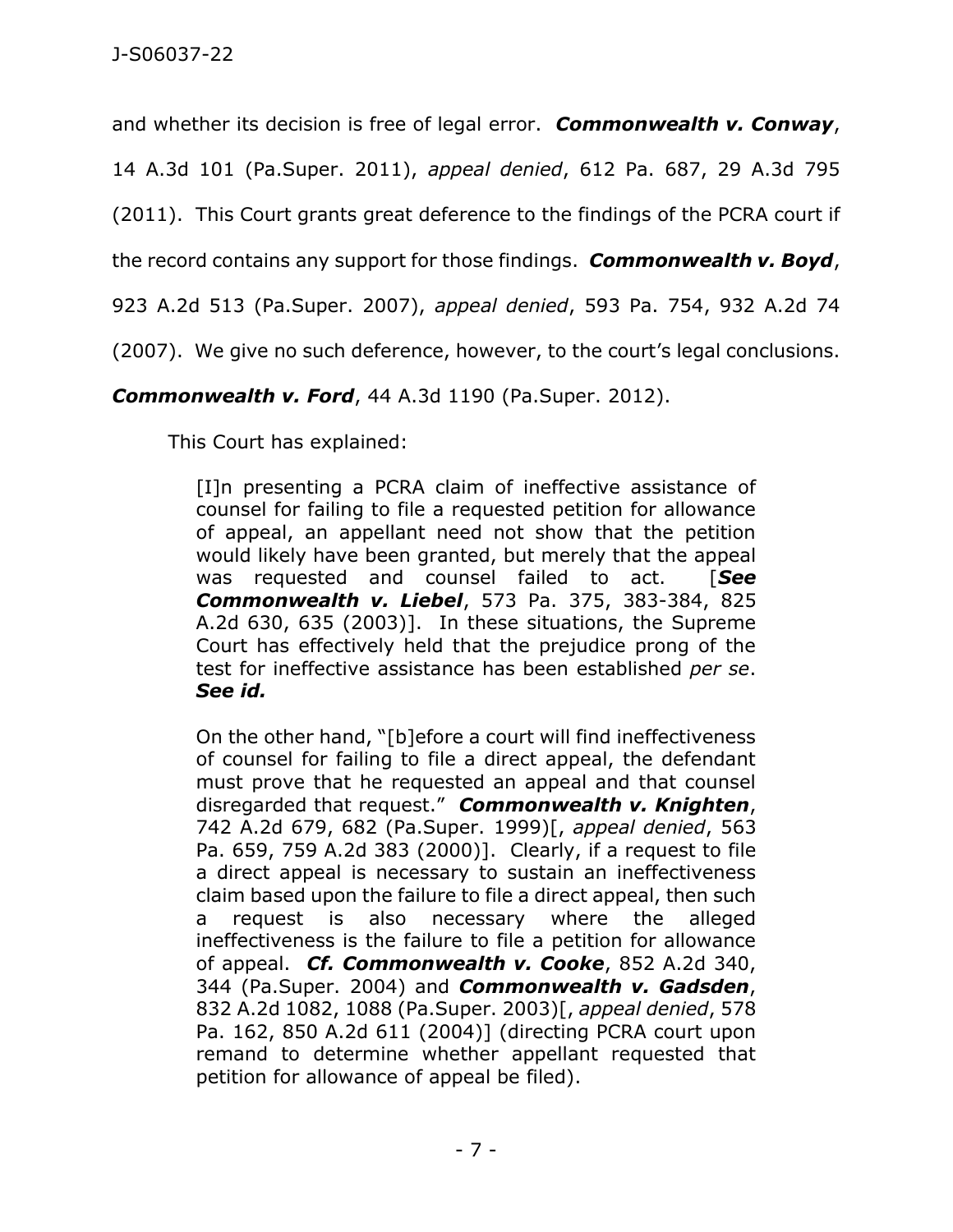and whether its decision is free of legal error. ***Commonwealth v. Conway***, 14 A.3d 101 (Pa.Super. 2011), *appeal denied*, 612 Pa. 687, 29 A.3d 795 (2011). This Court grants great deference to the findings of the PCRA court if the record contains any support for those findings. ***Commonwealth v. Boyd***, 923 A.2d 513 (Pa.Super. 2007), *appeal denied*, 593 Pa. 754, 932 A.2d 74 (2007). We give no such deference, however, to the court's legal conclusions. ***Commonwealth v. Ford***, 44 A.3d 1190 (Pa.Super. 2012).

This Court has explained:

> [I]n presenting a PCRA claim of ineffective assistance of counsel for failing to file a requested petition for allowance of appeal, an appellant need not show that the petition would likely have been granted, but merely that the appeal was requested and counsel failed to act. [***See Commonwealth v. Liebel***, 573 Pa. 375, 383-384, 825 A.2d 630, 635 (2003)]. In these situations, the Supreme Court has effectively held that the prejudice prong of the test for ineffective assistance has been established *per se*. ***See id.***
>
> On the other hand, "[b]efore a court will find ineffectiveness of counsel for failing to file a direct appeal, the defendant must prove that he requested an appeal and that counsel disregarded that request." ***Commonwealth v. Knighten***, 742 A.2d 679, 682 (Pa.Super. 1999)[, *appeal denied*, 563 Pa. 659, 759 A.2d 383 (2000)]. Clearly, if a request to file a direct appeal is necessary to sustain an ineffectiveness claim based upon the failure to file a direct appeal, then such a request is also necessary where the alleged ineffectiveness is the failure to file a petition for allowance of appeal. ***Cf. Commonwealth v. Cooke***, 852 A.2d 340, 344 (Pa.Super. 2004) and ***Commonwealth v. Gadsden***, 832 A.2d 1082, 1088 (Pa.Super. 2003)[, *appeal denied*, 578 Pa. 162, 850 A.2d 611 (2004)] (directing PCRA court upon remand to determine whether appellant requested that petition for allowance of appeal be filed).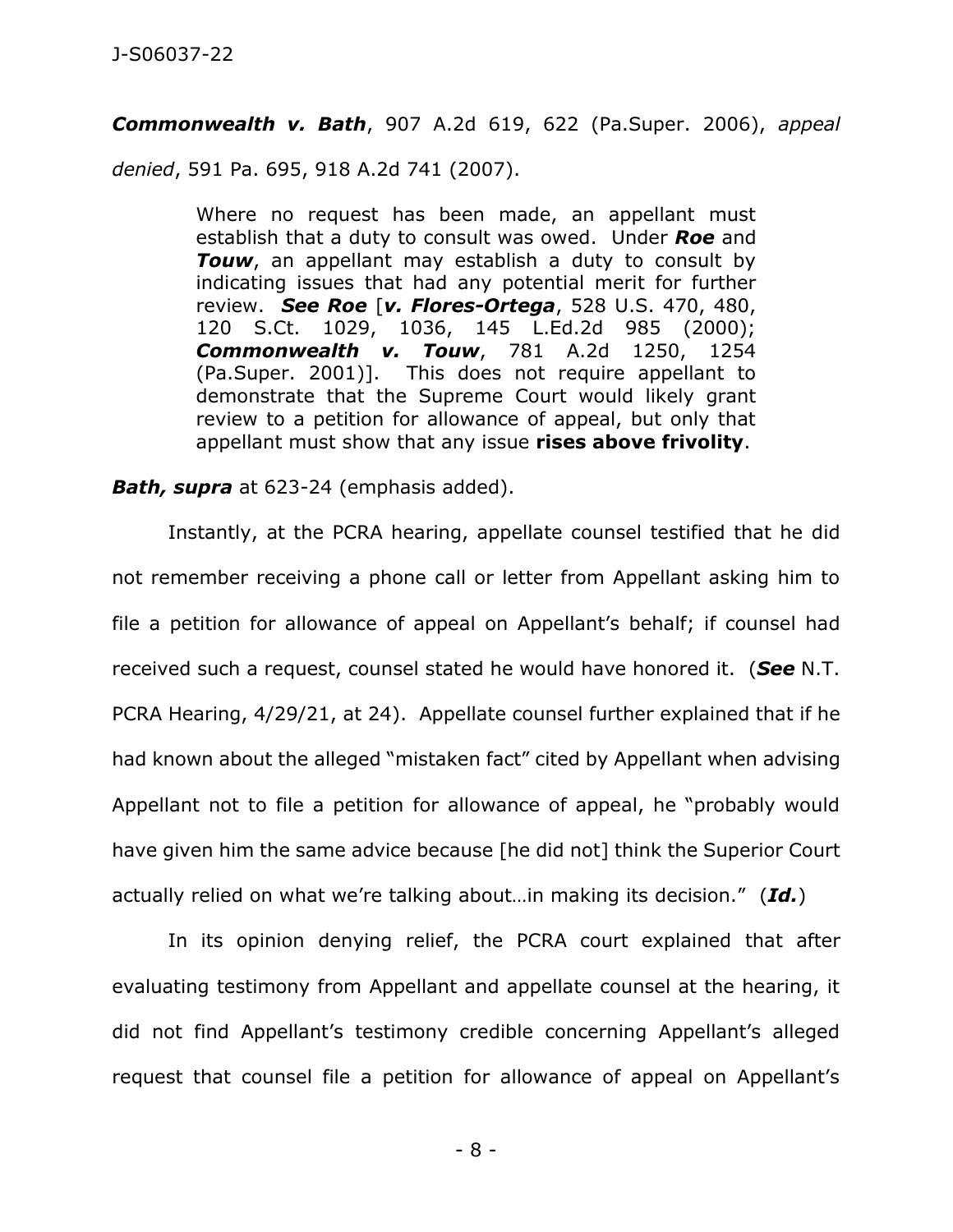***Commonwealth v. Bath***, 907 A.2d 619, 622 (Pa.Super. 2006), *appeal denied*, 591 Pa. 695, 918 A.2d 741 (2007).

> Where no request has been made, an appellant must establish that a duty to consult was owed. Under ***Roe*** and ***Touw***, an appellant may establish a duty to consult by indicating issues that had any potential merit for further review. ***See Roe*** [***v. Flores-Ortega***, 528 U.S. 470, 480, 120 S.Ct. 1029, 1036, 145 L.Ed.2d 985 (2000); ***Commonwealth v. Touw***, 781 A.2d 1250, 1254 (Pa.Super. 2001)]. This does not require appellant to demonstrate that the Supreme Court would likely grant review to a petition for allowance of appeal, but only that appellant must show that any issue **rises above frivolity**.

***Bath, supra*** at 623-24 (emphasis added).

Instantly, at the PCRA hearing, appellate counsel testified that he did not remember receiving a phone call or letter from Appellant asking him to file a petition for allowance of appeal on Appellant's behalf; if counsel had received such a request, counsel stated he would have honored it. (***See*** N.T. PCRA Hearing, 4/29/21, at 24). Appellate counsel further explained that if he had known about the alleged "mistaken fact" cited by Appellant when advising Appellant not to file a petition for allowance of appeal, he "probably would have given him the same advice because [he did not] think the Superior Court actually relied on what we're talking about…in making its decision." (***Id.***)

In its opinion denying relief, the PCRA court explained that after evaluating testimony from Appellant and appellate counsel at the hearing, it did not find Appellant's testimony credible concerning Appellant's alleged request that counsel file a petition for allowance of appeal on Appellant's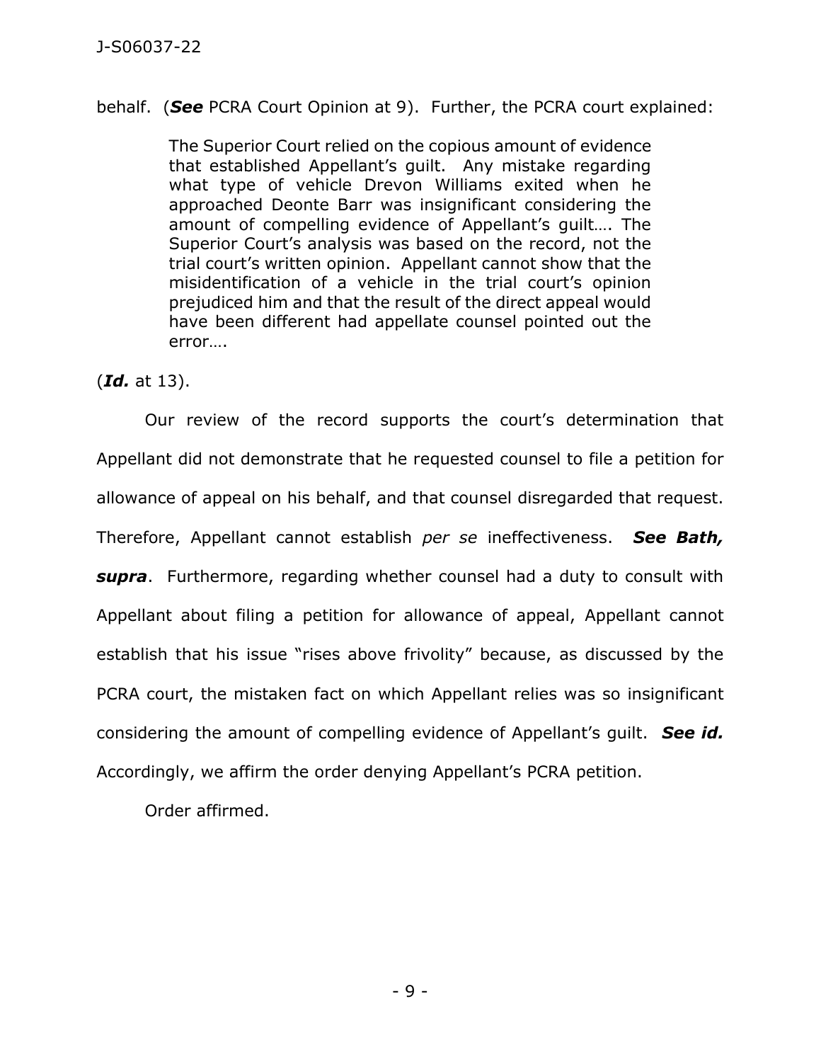behalf. (***See*** PCRA Court Opinion at 9). Further, the PCRA court explained:

> The Superior Court relied on the copious amount of evidence that established Appellant's guilt. Any mistake regarding what type of vehicle Drevon Williams exited when he approached Deonte Barr was insignificant considering the amount of compelling evidence of Appellant's guilt…. The Superior Court's analysis was based on the record, not the trial court's written opinion. Appellant cannot show that the misidentification of a vehicle in the trial court's opinion prejudiced him and that the result of the direct appeal would have been different had appellate counsel pointed out the error….

(***Id.*** at 13).

Our review of the record supports the court's determination that Appellant did not demonstrate that he requested counsel to file a petition for allowance of appeal on his behalf, and that counsel disregarded that request. Therefore, Appellant cannot establish *per se* ineffectiveness. ***See Bath, supra***. Furthermore, regarding whether counsel had a duty to consult with Appellant about filing a petition for allowance of appeal, Appellant cannot establish that his issue "rises above frivolity" because, as discussed by the PCRA court, the mistaken fact on which Appellant relies was so insignificant considering the amount of compelling evidence of Appellant's guilt. ***See id.*** Accordingly, we affirm the order denying Appellant's PCRA petition.

Order affirmed.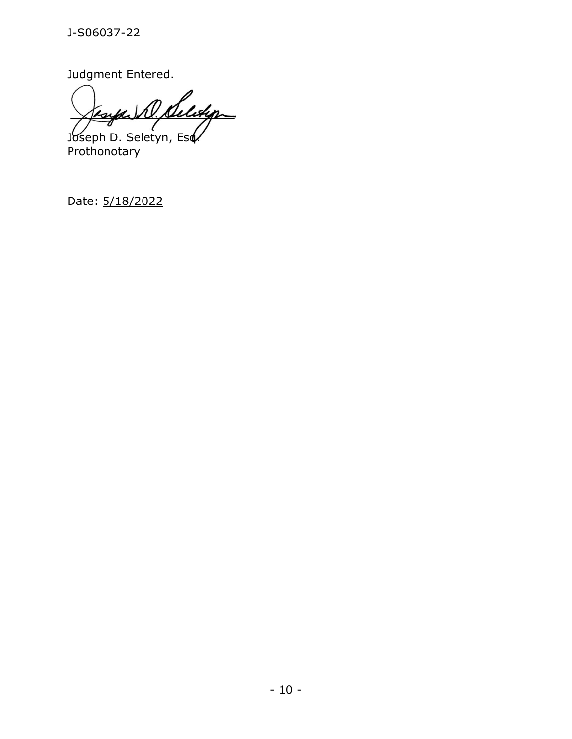Judgment Entered.

Joseph D. Seletyn, Esq.
Prothonotary

Date: 5/18/2022